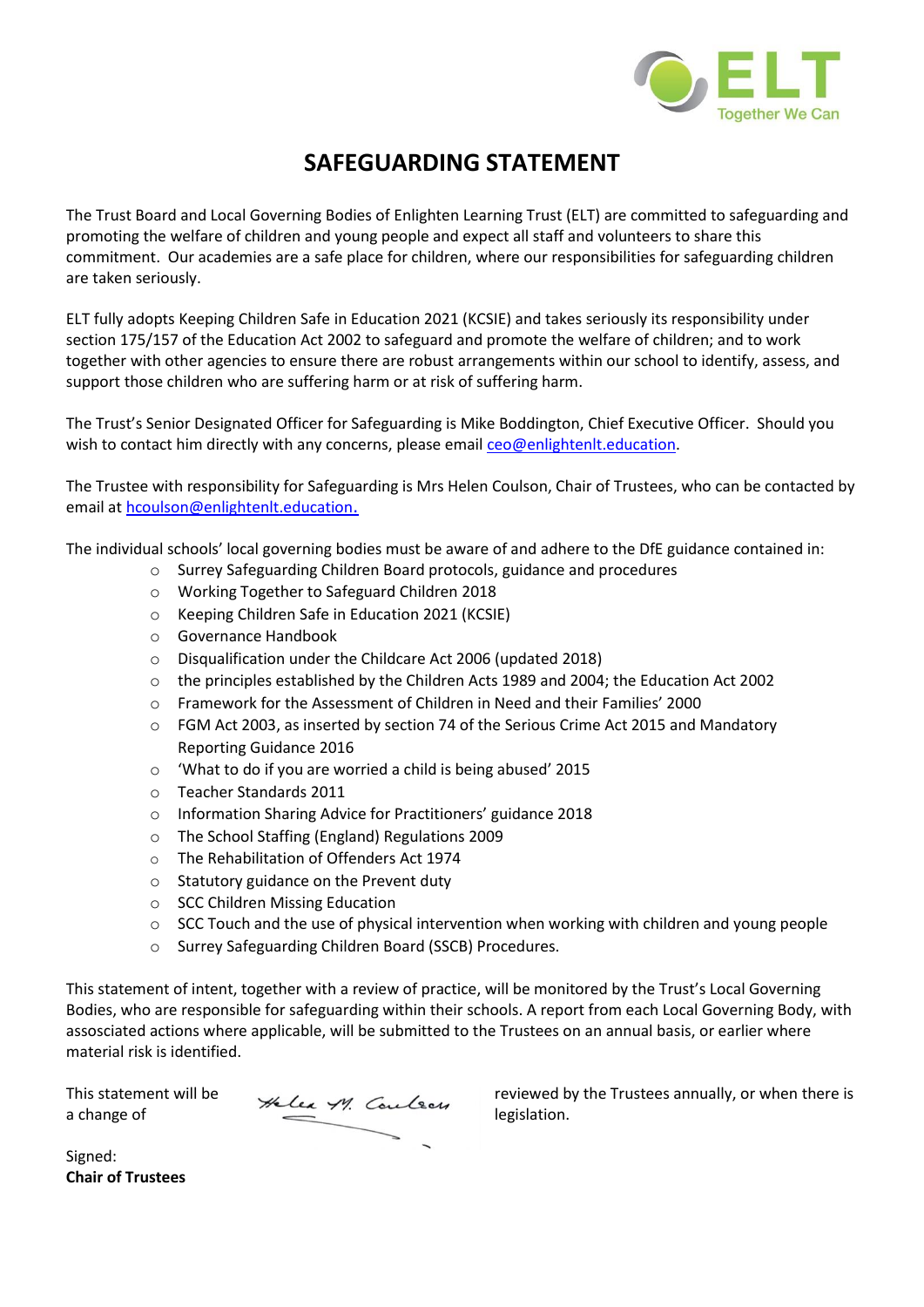# SAFEGUARDING STATEMENT

The Trust Board and Local Governing Bodies of Enlighten Learning Trust (ELT) are committed to safeguarding and promoting the welfare of children and young people and expect all staff and volunteers to share this commitment. Our academies are a safe place for children, where our responsibilities for safeguarding children are taken seriously.

ELT fully adopts Keeping Children Safe in Education 2021 (KCSIE) and takes seriously its responsibility under section 175/157 of the Education Act 2002 to safeguard and promote the welfare of children; and to work together with other agencies to ensure there are robust arrangements within our school to identify, assess, and support those children who are suffering harm or at risk of suffering harm.

The Trust's Senior Designated Officer for Safeguarding is Mike Boddington, Chief Executive Officer. Should you wish to contact him directly with any concerns, please email ceo@enlightenlt.education.

The Trustee with responsibility for Safeguarding is Mrs Helen Coulson, Chair of Trustees, who can be contacted by email at hcoulson@enlightenlt.education.

The individual schools' local governing bodies must be aware of and adhere to the DfE guidance contained in:

- Surrey Safeguarding Children Board protocols, guidance and procedures
- Working Together to Safeguard Children 2018
- Keeping Children Safe in Education 2021 (KCSIE)
- Governance Handbook
- Disqualification under the Childcare Act 2006 (updated 2018)
- the principles established by the Children Acts 1989 and 2004; the Education Act 2002
- Framework for the Assessment of Children in Need and their Families' 2000
- FGM Act 2003, as inserted by section 74 of the Serious Crime Act 2015 and Mandatory Reporting Guidance 2016
- 'What to do if you are worried a child is being abused' 2015
- Teacher Standards 2011
- Information Sharing Advice for Practitioners' guidance 2018
- The School Staffing (England) Regulations 2009
- The Rehabilitation of Offenders Act 1974
- Statutory guidance on the Prevent duty
- SCC Children Missing Education
- SCC Touch and the use of physical intervention when working with children and young people
- Surrey Safeguarding Children Board (SSCB) Procedures.

This statement of intent, together with a review of practice, will be monitored by the Trust's Local Governing Bodies, who are responsible for safeguarding within their schools. A report from each Local Governing Body, with assosciated actions where applicable, will be submitted to the Trustees on an annual basis, or earlier where material risk is identified.

This statement will be reviewed by the Trustees annually, or when there is a change of legislation.

Signed: Helen M. Coulson

**Chair of Trustees**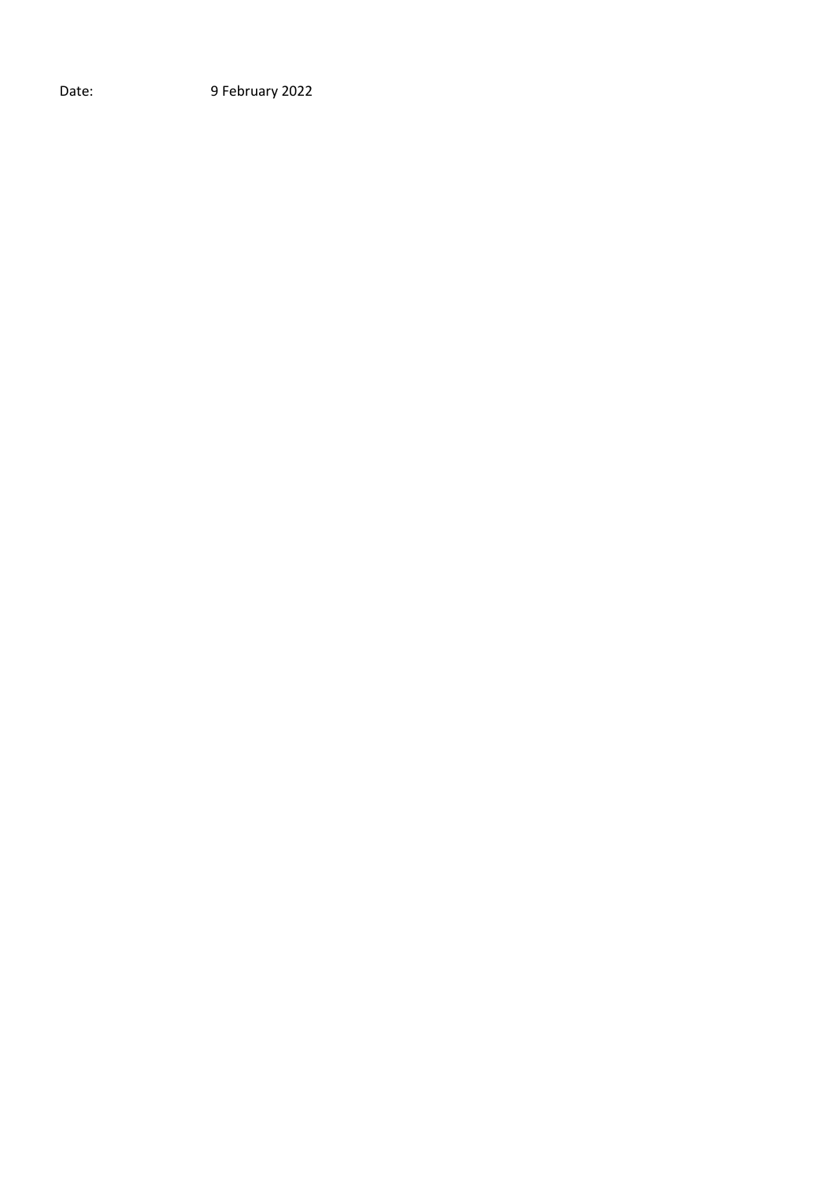Date: 9 February 2022